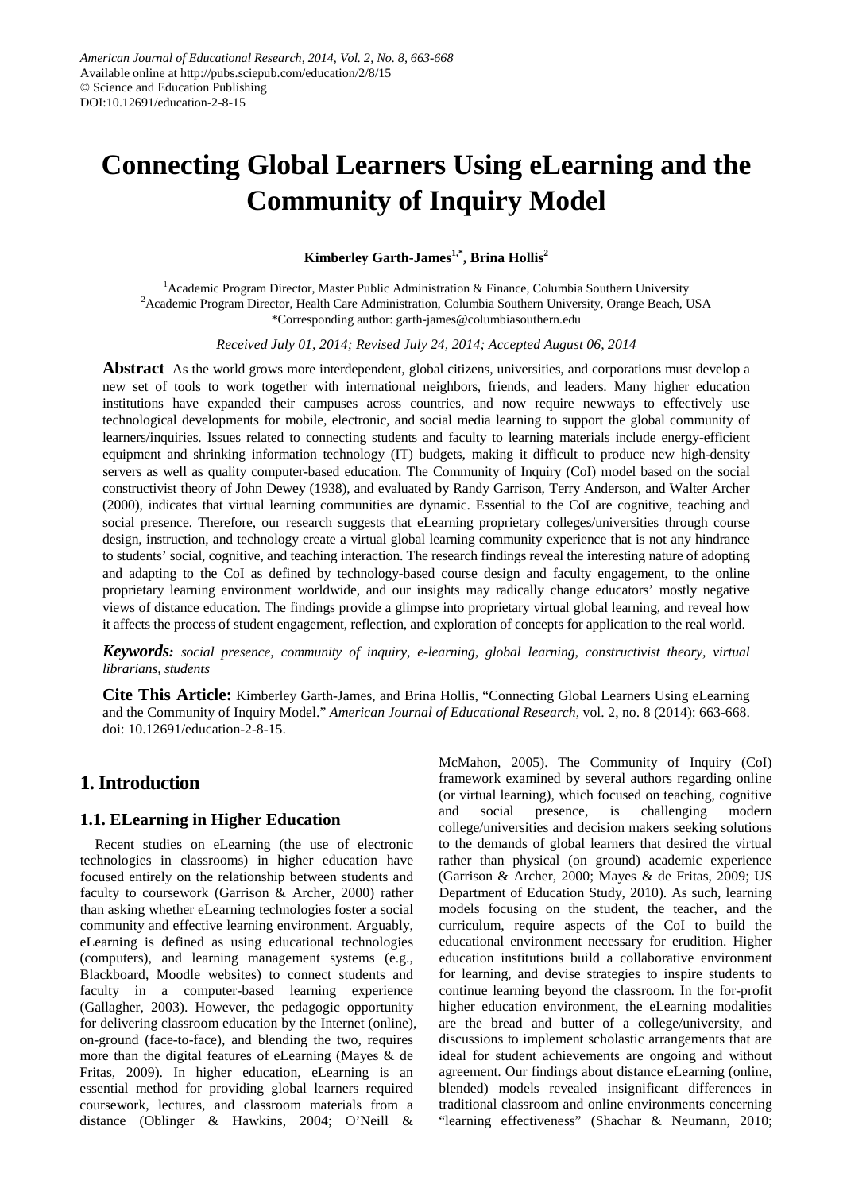American Journal of Educational Research, 2014, Vol. 2, No. 8, 663-668
Available online at http://pubs.sciepub.com/education/2/8/15
© Science and Education Publishing
DOI:10.12691/education-2-8-15

# Connecting Global Learners Using eLearning and the Community of Inquiry Model

**Kimberley Garth-James[1,*], Brina Hollis[2]**

[1]Academic Program Director, Master Public Administration & Finance, Columbia Southern University
[2]Academic Program Director, Health Care Administration, Columbia Southern University, Orange Beach, USA
*Corresponding author: garth-james@columbiasouthern.edu

*Received July 01, 2014; Revised July 24, 2014; Accepted August 06, 2014*

**Abstract** As the world grows more interdependent, global citizens, universities, and corporations must develop a new set of tools to work together with international neighbors, friends, and leaders. Many higher education institutions have expanded their campuses across countries, and now require newways to effectively use technological developments for mobile, electronic, and social media learning to support the global community of learners/inquiries. Issues related to connecting students and faculty to learning materials include energy-efficient equipment and shrinking information technology (IT) budgets, making it difficult to produce new high-density servers as well as quality computer-based education. The Community of Inquiry (CoI) model based on the social constructivist theory of John Dewey (1938), and evaluated by Randy Garrison, Terry Anderson, and Walter Archer (2000), indicates that virtual learning communities are dynamic. Essential to the CoI are cognitive, teaching and social presence. Therefore, our research suggests that eLearning proprietary colleges/universities through course design, instruction, and technology create a virtual global learning community experience that is not any hindrance to students' social, cognitive, and teaching interaction. The research findings reveal the interesting nature of adopting and adapting to the CoI as defined by technology-based course design and faculty engagement, to the online proprietary learning environment worldwide, and our insights may radically change educators' mostly negative views of distance education. The findings provide a glimpse into proprietary virtual global learning, and reveal how it affects the process of student engagement, reflection, and exploration of concepts for application to the real world.

***Keywords:*** *social presence, community of inquiry, e-learning, global learning, constructivist theory, virtual librarians, students*

**Cite This Article:** Kimberley Garth-James, and Brina Hollis, "Connecting Global Learners Using eLearning and the Community of Inquiry Model." *American Journal of Educational Research*, vol. 2, no. 8 (2014): 663-668. doi: 10.12691/education-2-8-15.

## 1. Introduction

### 1.1. ELearning in Higher Education

Recent studies on eLearning (the use of electronic technologies in classrooms) in higher education have focused entirely on the relationship between students and faculty to coursework (Garrison & Archer, 2000) rather than asking whether eLearning technologies foster a social community and effective learning environment. Arguably, eLearning is defined as using educational technologies (computers), and learning management systems (e.g., Blackboard, Moodle websites) to connect students and faculty in a computer-based learning experience (Gallagher, 2003). However, the pedagogic opportunity for delivering classroom education by the Internet (online), on-ground (face-to-face), and blending the two, requires more than the digital features of eLearning (Mayes & de Fritas, 2009). In higher education, eLearning is an essential method for providing global learners required coursework, lectures, and classroom materials from a distance (Oblinger & Hawkins, 2004; O'Neill & McMahon, 2005). The Community of Inquiry (CoI) framework examined by several authors regarding online (or virtual learning), which focused on teaching, cognitive and social presence, is challenging modern college/universities and decision makers seeking solutions to the demands of global learners that desired the virtual rather than physical (on ground) academic experience (Garrison & Archer, 2000; Mayes & de Fritas, 2009; US Department of Education Study, 2010). As such, learning models focusing on the student, the teacher, and the curriculum, require aspects of the CoI to build the educational environment necessary for erudition. Higher education institutions build a collaborative environment for learning, and devise strategies to inspire students to continue learning beyond the classroom. In the for-profit higher education environment, the eLearning modalities are the bread and butter of a college/university, and discussions to implement scholastic arrangements that are ideal for student achievements are ongoing and without agreement. Our findings about distance eLearning (online, blended) models revealed insignificant differences in traditional classroom and online environments concerning "learning effectiveness" (Shachar & Neumann, 2010;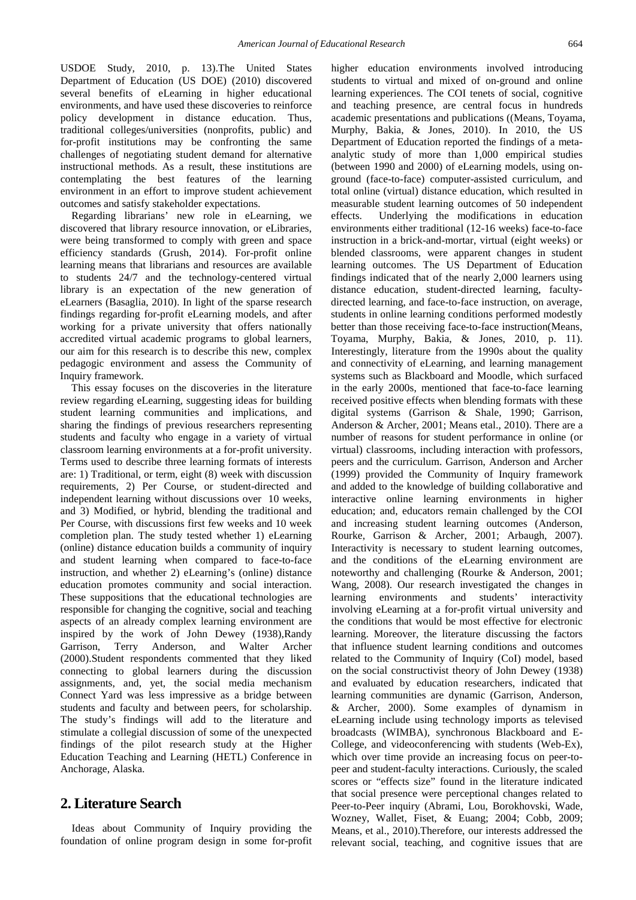USDOE Study, 2010, p. 13).The United States Department of Education (US DOE) (2010) discovered several benefits of eLearning in higher educational environments, and have used these discoveries to reinforce policy development in distance education. Thus, traditional colleges/universities (nonprofits, public) and for-profit institutions may be confronting the same challenges of negotiating student demand for alternative instructional methods. As a result, these institutions are contemplating the best features of the learning environment in an effort to improve student achievement outcomes and satisfy stakeholder expectations.

Regarding librarians' new role in eLearning, we discovered that library resource innovation, or eLibraries, were being transformed to comply with green and space efficiency standards (Grush, 2014). For-profit online learning means that librarians and resources are available to students 24/7 and the technology-centered virtual library is an expectation of the new generation of eLearners (Basaglia, 2010). In light of the sparse research findings regarding for-profit eLearning models, and after working for a private university that offers nationally accredited virtual academic programs to global learners, our aim for this research is to describe this new, complex pedagogic environment and assess the Community of Inquiry framework.

This essay focuses on the discoveries in the literature review regarding eLearning, suggesting ideas for building student learning communities and implications, and sharing the findings of previous researchers representing students and faculty who engage in a variety of virtual classroom learning environments at a for-profit university. Terms used to describe three learning formats of interests are: 1) Traditional, or term, eight (8) week with discussion requirements, 2) Per Course, or student-directed and independent learning without discussions over 10 weeks, and 3) Modified, or hybrid, blending the traditional and Per Course, with discussions first few weeks and 10 week completion plan. The study tested whether 1) eLearning (online) distance education builds a community of inquiry and student learning when compared to face-to-face instruction, and whether 2) eLearning's (online) distance education promotes community and social interaction. These suppositions that the educational technologies are responsible for changing the cognitive, social and teaching aspects of an already complex learning environment are inspired by the work of John Dewey (1938),Randy Garrison, Terry Anderson, and Walter Archer (2000).Student respondents commented that they liked connecting to global learners during the discussion assignments, and, yet, the social media mechanism Connect Yard was less impressive as a bridge between students and faculty and between peers, for scholarship. The study's findings will add to the literature and stimulate a collegial discussion of some of the unexpected findings of the pilot research study at the Higher Education Teaching and Learning (HETL) Conference in Anchorage, Alaska.

## 2. Literature Search

Ideas about Community of Inquiry providing the foundation of online program design in some for-profit higher education environments involved introducing students to virtual and mixed of on-ground and online learning experiences. The COI tenets of social, cognitive and teaching presence, are central focus in hundreds academic presentations and publications ((Means, Toyama, Murphy, Bakia, & Jones, 2010). In 2010, the US Department of Education reported the findings of a meta-analytic study of more than 1,000 empirical studies (between 1990 and 2000) of eLearning models, using on-ground (face-to-face) computer-assisted curriculum, and total online (virtual) distance education, which resulted in measurable student learning outcomes of 50 independent effects. Underlying the modifications in education environments either traditional (12-16 weeks) face-to-face instruction in a brick-and-mortar, virtual (eight weeks) or blended classrooms, were apparent changes in student learning outcomes. The US Department of Education findings indicated that of the nearly 2,000 learners using distance education, student-directed learning, faculty-directed learning, and face-to-face instruction, on average, students in online learning conditions performed modestly better than those receiving face-to-face instruction(Means, Toyama, Murphy, Bakia, & Jones, 2010, p. 11). Interestingly, literature from the 1990s about the quality and connectivity of eLearning, and learning management systems such as Blackboard and Moodle, which surfaced in the early 2000s, mentioned that face-to-face learning received positive effects when blending formats with these digital systems (Garrison & Shale, 1990; Garrison, Anderson & Archer, 2001; Means etal., 2010). There are a number of reasons for student performance in online (or virtual) classrooms, including interaction with professors, peers and the curriculum. Garrison, Anderson and Archer (1999) provided the Community of Inquiry framework and added to the knowledge of building collaborative and interactive online learning environments in higher education; and, educators remain challenged by the COI and increasing student learning outcomes (Anderson, Rourke, Garrison & Archer, 2001; Arbaugh, 2007). Interactivity is necessary to student learning outcomes, and the conditions of the eLearning environment are noteworthy and challenging (Rourke & Anderson, 2001; Wang, 2008). Our research investigated the changes in learning environments and students' interactivity involving eLearning at a for-profit virtual university and the conditions that would be most effective for electronic learning. Moreover, the literature discussing the factors that influence student learning conditions and outcomes related to the Community of Inquiry (CoI) model, based on the social constructivist theory of John Dewey (1938) and evaluated by education researchers, indicated that learning communities are dynamic (Garrison, Anderson, & Archer, 2000). Some examples of dynamism in eLearning include using technology imports as televised broadcasts (WIMBA), synchronous Blackboard and E-College, and videoconferencing with students (Web-Ex), which over time provide an increasing focus on peer-to-peer and student-faculty interactions. Curiously, the scaled scores or "effects size" found in the literature indicated that social presence were perceptional changes related to Peer-to-Peer inquiry (Abrami, Lou, Borokhovski, Wade, Wozney, Wallet, Fiset, & Euang; 2004; Cobb, 2009; Means, et al., 2010).Therefore, our interests addressed the relevant social, teaching, and cognitive issues that are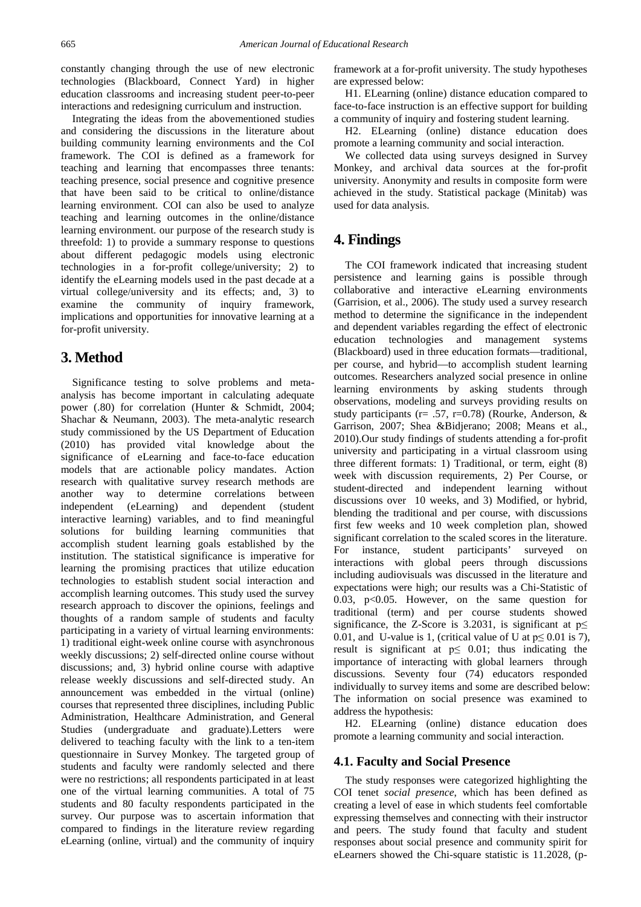constantly changing through the use of new electronic technologies (Blackboard, Connect Yard) in higher education classrooms and increasing student peer-to-peer interactions and redesigning curriculum and instruction.

Integrating the ideas from the abovementioned studies and considering the discussions in the literature about building community learning environments and the CoI framework. The COI is defined as a framework for teaching and learning that encompasses three tenants: teaching presence, social presence and cognitive presence that have been said to be critical to online/distance learning environment. COI can also be used to analyze teaching and learning outcomes in the online/distance learning environment. our purpose of the research study is threefold: 1) to provide a summary response to questions about different pedagogic models using electronic technologies in a for-profit college/university; 2) to identify the eLearning models used in the past decade at a virtual college/university and its effects; and, 3) to examine the community of inquiry framework, implications and opportunities for innovative learning at a for-profit university.

# 3. Method

Significance testing to solve problems and meta-analysis has become important in calculating adequate power (.80) for correlation (Hunter & Schmidt, 2004; Shachar & Neumann, 2003). The meta-analytic research study commissioned by the US Department of Education (2010) has provided vital knowledge about the significance of eLearning and face-to-face education models that are actionable policy mandates. Action research with qualitative survey research methods are another way to determine correlations between independent (eLearning) and dependent (student interactive learning) variables, and to find meaningful solutions for building learning communities that accomplish student learning goals established by the institution. The statistical significance is imperative for learning the promising practices that utilize education technologies to establish student social interaction and accomplish learning outcomes. This study used the survey research approach to discover the opinions, feelings and thoughts of a random sample of students and faculty participating in a variety of virtual learning environments: 1) traditional eight-week online course with asynchronous weekly discussions; 2) self-directed online course without discussions; and, 3) hybrid online course with adaptive release weekly discussions and self-directed study. An announcement was embedded in the virtual (online) courses that represented three disciplines, including Public Administration, Healthcare Administration, and General Studies (undergraduate and graduate).Letters were delivered to teaching faculty with the link to a ten-item questionnaire in Survey Monkey. The targeted group of students and faculty were randomly selected and there were no restrictions; all respondents participated in at least one of the virtual learning communities. A total of 75 students and 80 faculty respondents participated in the survey. Our purpose was to ascertain information that compared to findings in the literature review regarding eLearning (online, virtual) and the community of inquiry framework at a for-profit university. The study hypotheses are expressed below:

H1. ELearning (online) distance education compared to face-to-face instruction is an effective support for building a community of inquiry and fostering student learning.

H2. ELearning (online) distance education does promote a learning community and social interaction.

We collected data using surveys designed in Survey Monkey, and archival data sources at the for-profit university. Anonymity and results in composite form were achieved in the study. Statistical package (Minitab) was used for data analysis.

# 4. Findings

The COI framework indicated that increasing student persistence and learning gains is possible through collaborative and interactive eLearning environments (Garrision, et al., 2006). The study used a survey research method to determine the significance in the independent and dependent variables regarding the effect of electronic education technologies and management systems (Blackboard) used in three education formats—traditional, per course, and hybrid—to accomplish student learning outcomes. Researchers analyzed social presence in online learning environments by asking students through observations, modeling and surveys providing results on study participants ($r= .57$, $r=0.78$) (Rourke, Anderson, & Garrison, 2007; Shea &Bidjerano; 2008; Means et al., 2010).Our study findings of students attending a for-profit university and participating in a virtual classroom using three different formats: 1) Traditional, or term, eight (8) week with discussion requirements, 2) Per Course, or student-directed and independent learning without discussions over 10 weeks, and 3) Modified, or hybrid, blending the traditional and per course, with discussions first few weeks and 10 week completion plan, showed significant correlation to the scaled scores in the literature. For instance, student participants' surveyed on interactions with global peers through discussions including audiovisuals was discussed in the literature and expectations were high; our results was a Chi-Statistic of 0.03, $p<0.05$. However, on the same question for traditional (term) and per course students showed significance, the Z-Score is 3.2031, is significant at $p\leq 0.01$, and U-value is 1, (critical value of U at $p\leq 0.01$ is 7), result is significant at $p\leq 0.01$; thus indicating the importance of interacting with global learners through discussions. Seventy four (74) educators responded individually to survey items and some are described below: The information on social presence was examined to address the hypothesis:

H2. ELearning (online) distance education does promote a learning community and social interaction.

## 4.1. Faculty and Social Presence

The study responses were categorized highlighting the COI tenet *social presence*, which has been defined as creating a level of ease in which students feel comfortable expressing themselves and connecting with their instructor and peers. The study found that faculty and student responses about social presence and community spirit for eLearners showed the Chi-square statistic is 11.2028, (p-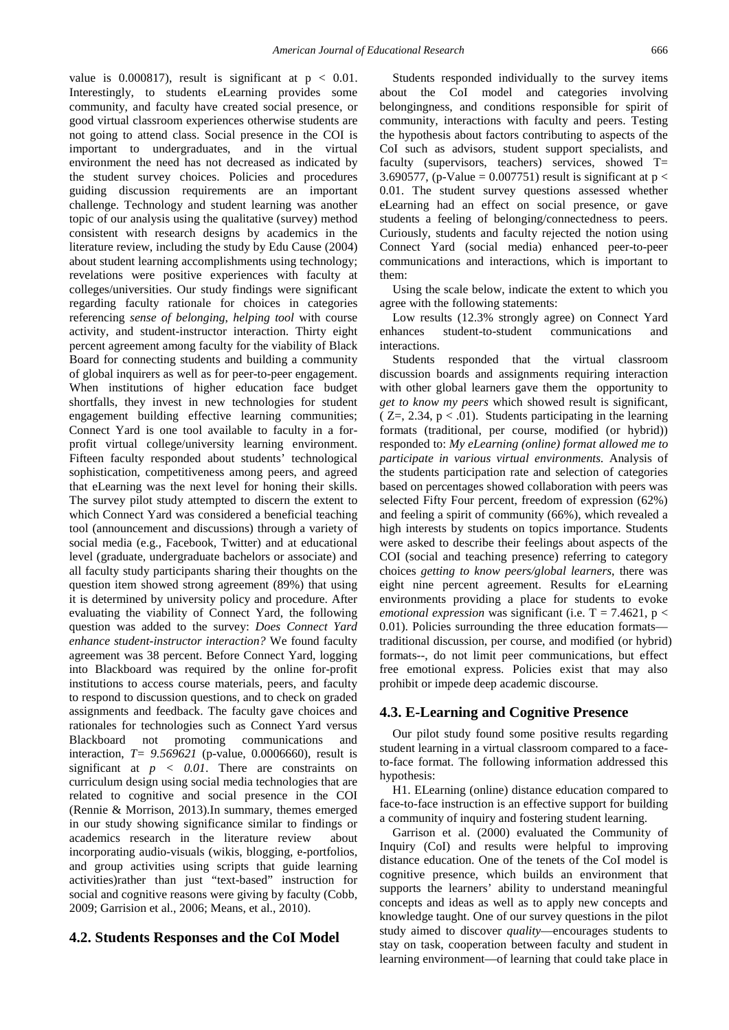value is 0.000817), result is significant at $p < 0.01$. Interestingly, to students eLearning provides some community, and faculty have created social presence, or good virtual classroom experiences otherwise students are not going to attend class. Social presence in the COI is important to undergraduates, and in the virtual environment the need has not decreased as indicated by the student survey choices. Policies and procedures guiding discussion requirements are an important challenge. Technology and student learning was another topic of our analysis using the qualitative (survey) method consistent with research designs by academics in the literature review, including the study by Edu Cause (2004) about student learning accomplishments using technology; revelations were positive experiences with faculty at colleges/universities. Our study findings were significant regarding faculty rationale for choices in categories referencing *sense of belonging, helping tool* with course activity, and student-instructor interaction. Thirty eight percent agreement among faculty for the viability of Black Board for connecting students and building a community of global inquirers as well as for peer-to-peer engagement. When institutions of higher education face budget shortfalls, they invest in new technologies for student engagement building effective learning communities; Connect Yard is one tool available to faculty in a for-profit virtual college/university learning environment. Fifteen faculty responded about students' technological sophistication, competitiveness among peers, and agreed that eLearning was the next level for honing their skills. The survey pilot study attempted to discern the extent to which Connect Yard was considered a beneficial teaching tool (announcement and discussions) through a variety of social media (e.g., Facebook, Twitter) and at educational level (graduate, undergraduate bachelors or associate) and all faculty study participants sharing their thoughts on the question item showed strong agreement (89%) that using it is determined by university policy and procedure. After evaluating the viability of Connect Yard, the following question was added to the survey: *Does Connect Yard enhance student-instructor interaction?* We found faculty agreement was 38 percent. Before Connect Yard, logging into Blackboard was required by the online for-profit institutions to access course materials, peers, and faculty to respond to discussion questions, and to check on graded assignments and feedback. The faculty gave choices and rationales for technologies such as Connect Yard versus Blackboard not promoting communications and interaction, $T= 9.569621$ (p-value, 0.0006660), result is significant at $p < 0.01$. There are constraints on curriculum design using social media technologies that are related to cognitive and social presence in the COI (Rennie & Morrison, 2013).In summary, themes emerged in our study showing significance similar to findings or academics research in the literature review about incorporating audio-visuals (wikis, blogging, e-portfolios, and group activities using scripts that guide learning activities)rather than just "text-based" instruction for social and cognitive reasons were giving by faculty (Cobb, 2009; Garrision et al., 2006; Means, et al., 2010).

## 4.2. Students Responses and the CoI Model

Students responded individually to the survey items about the CoI model and categories involving belongingness, and conditions responsible for spirit of community, interactions with faculty and peers. Testing the hypothesis about factors contributing to aspects of the CoI such as advisors, student support specialists, and faculty (supervisors, teachers) services, showed $T= 3.690577$, (p-Value = 0.007751) result is significant at $p < 0.01$. The student survey questions assessed whether eLearning had an effect on social presence, or gave students a feeling of belonging/connectedness to peers. Curiously, students and faculty rejected the notion using Connect Yard (social media) enhanced peer-to-peer communications and interactions, which is important to them:

Using the scale below, indicate the extent to which you agree with the following statements:

Low results (12.3% strongly agree) on Connect Yard enhances student-to-student communications and interactions.

Students responded that the virtual classroom discussion boards and assignments requiring interaction with other global learners gave them the opportunity to *get to know my peers* which showed result is significant, ( $Z=, 2.34, p < .01$). Students participating in the learning formats (traditional, per course, modified (or hybrid)) responded to: *My eLearning (online) format allowed me to participate in various virtual environments.* Analysis of the students participation rate and selection of categories based on percentages showed collaboration with peers was selected Fifty Four percent, freedom of expression (62%) and feeling a spirit of community (66%), which revealed a high interests by students on topics importance. Students were asked to describe their feelings about aspects of the COI (social and teaching presence) referring to category choices *getting to know peers/global learners*, there was eight nine percent agreement. Results for eLearning environments providing a place for students to evoke *emotional expression* was significant (i.e. $T = 7.4621$, $p < 0.01$). Policies surrounding the three education formats—traditional discussion, per course, and modified (or hybrid) formats--, do not limit peer communications, but effect free emotional express. Policies exist that may also prohibit or impede deep academic discourse.

## 4.3. E-Learning and Cognitive Presence

Our pilot study found some positive results regarding student learning in a virtual classroom compared to a face-to-face format. The following information addressed this hypothesis:

H1. ELearning (online) distance education compared to face-to-face instruction is an effective support for building a community of inquiry and fostering student learning.

Garrison et al. (2000) evaluated the Community of Inquiry (CoI) and results were helpful to improving distance education. One of the tenets of the CoI model is cognitive presence, which builds an environment that supports the learners' ability to understand meaningful concepts and ideas as well as to apply new concepts and knowledge taught. One of our survey questions in the pilot study aimed to discover *quality*—encourages students to stay on task, cooperation between faculty and student in learning environment—of learning that could take place in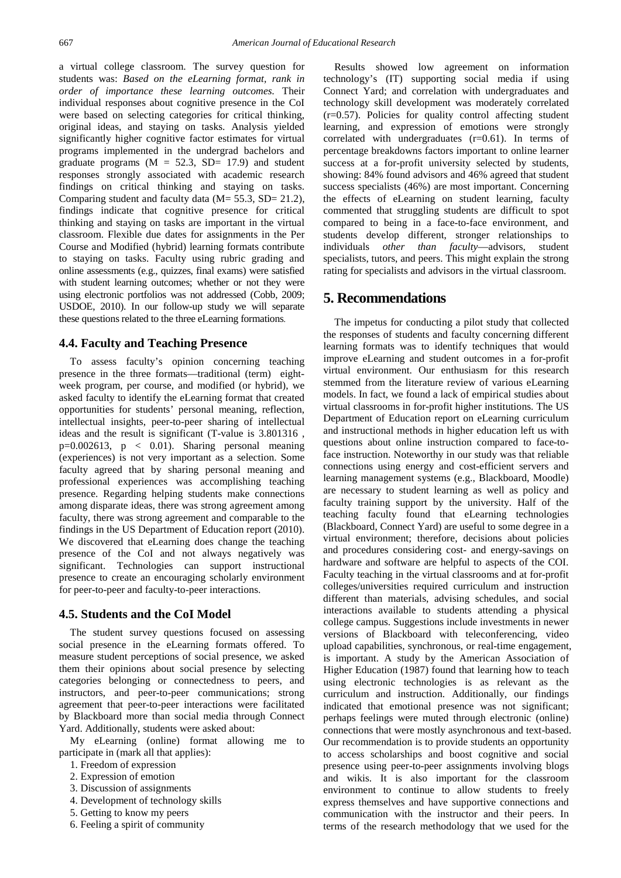a virtual college classroom. The survey question for students was: *Based on the eLearning format, rank in order of importance these learning outcomes.* Their individual responses about cognitive presence in the CoI were based on selecting categories for critical thinking, original ideas, and staying on tasks. Analysis yielded significantly higher cognitive factor estimates for virtual programs implemented in the undergrad bachelors and graduate programs ($M = 52.3$, $SD= 17.9$) and student responses strongly associated with academic research findings on critical thinking and staying on tasks. Comparing student and faculty data ($M= 55.3$, $SD= 21.2$), findings indicate that cognitive presence for critical thinking and staying on tasks are important in the virtual classroom. Flexible due dates for assignments in the Per Course and Modified (hybrid) learning formats contribute to staying on tasks. Faculty using rubric grading and online assessments (e.g., quizzes, final exams) were satisfied with student learning outcomes; whether or not they were using electronic portfolios was not addressed (Cobb, 2009; USDOE, 2010). In our follow-up study we will separate these questions related to the three eLearning formations.

### 4.4. Faculty and Teaching Presence

To assess faculty's opinion concerning teaching presence in the three formats—traditional (term) eight-week program, per course, and modified (or hybrid), we asked faculty to identify the eLearning format that created opportunities for students' personal meaning, reflection, intellectual insights, peer-to-peer sharing of intellectual ideas and the result is significant (T-value is 3.801316 , $p=0.002613$, $p < 0.01$). Sharing personal meaning (experiences) is not very important as a selection. Some faculty agreed that by sharing personal meaning and professional experiences was accomplishing teaching presence. Regarding helping students make connections among disparate ideas, there was strong agreement among faculty, there was strong agreement and comparable to the findings in the US Department of Education report (2010). We discovered that eLearning does change the teaching presence of the CoI and not always negatively was significant. Technologies can support instructional presence to create an encouraging scholarly environment for peer-to-peer and faculty-to-peer interactions.

### 4.5. Students and the CoI Model

The student survey questions focused on assessing social presence in the eLearning formats offered. To measure student perceptions of social presence, we asked them their opinions about social presence by selecting categories belonging or connectedness to peers, and instructors, and peer-to-peer communications; strong agreement that peer-to-peer interactions were facilitated by Blackboard more than social media through Connect Yard. Additionally, students were asked about:

My eLearning (online) format allowing me to participate in (mark all that applies):

1. Freedom of expression
2. Expression of emotion
3. Discussion of assignments
4. Development of technology skills
5. Getting to know my peers
6. Feeling a spirit of community

Results showed low agreement on information technology's (IT) supporting social media if using Connect Yard; and correlation with undergraduates and technology skill development was moderately correlated ($r=0.57$). Policies for quality control affecting student learning, and expression of emotions were strongly correlated with undergraduates ($r=0.61$). In terms of percentage breakdowns factors important to online learner success at a for-profit university selected by students, showing: 84% found advisors and 46% agreed that student success specialists (46%) are most important. Concerning the effects of eLearning on student learning, faculty commented that struggling students are difficult to spot compared to being in a face-to-face environment, and students develop different, stronger relationships to individuals *other than faculty*—advisors, student specialists, tutors, and peers. This might explain the strong rating for specialists and advisors in the virtual classroom.

## 5. Recommendations

The impetus for conducting a pilot study that collected the responses of students and faculty concerning different learning formats was to identify techniques that would improve eLearning and student outcomes in a for-profit virtual environment. Our enthusiasm for this research stemmed from the literature review of various eLearning models. In fact, we found a lack of empirical studies about virtual classrooms in for-profit higher institutions. The US Department of Education report on eLearning curriculum and instructional methods in higher education left us with questions about online instruction compared to face-to-face instruction. Noteworthy in our study was that reliable connections using energy and cost-efficient servers and learning management systems (e.g., Blackboard, Moodle) are necessary to student learning as well as policy and faculty training support by the university. Half of the teaching faculty found that eLearning technologies (Blackboard, Connect Yard) are useful to some degree in a virtual environment; therefore, decisions about policies and procedures considering cost- and energy-savings on hardware and software are helpful to aspects of the COI. Faculty teaching in the virtual classrooms and at for-profit colleges/universities required curriculum and instruction different than materials, advising schedules, and social interactions available to students attending a physical college campus. Suggestions include investments in newer versions of Blackboard with teleconferencing, video upload capabilities, synchronous, or real-time engagement, is important. A study by the American Association of Higher Education (1987) found that learning how to teach using electronic technologies is as relevant as the curriculum and instruction. Additionally, our findings indicated that emotional presence was not significant; perhaps feelings were muted through electronic (online) connections that were mostly asynchronous and text-based. Our recommendation is to provide students an opportunity to access scholarships and boost cognitive and social presence using peer-to-peer assignments involving blogs and wikis. It is also important for the classroom environment to continue to allow students to freely express themselves and have supportive connections and communication with the instructor and their peers. In terms of the research methodology that we used for the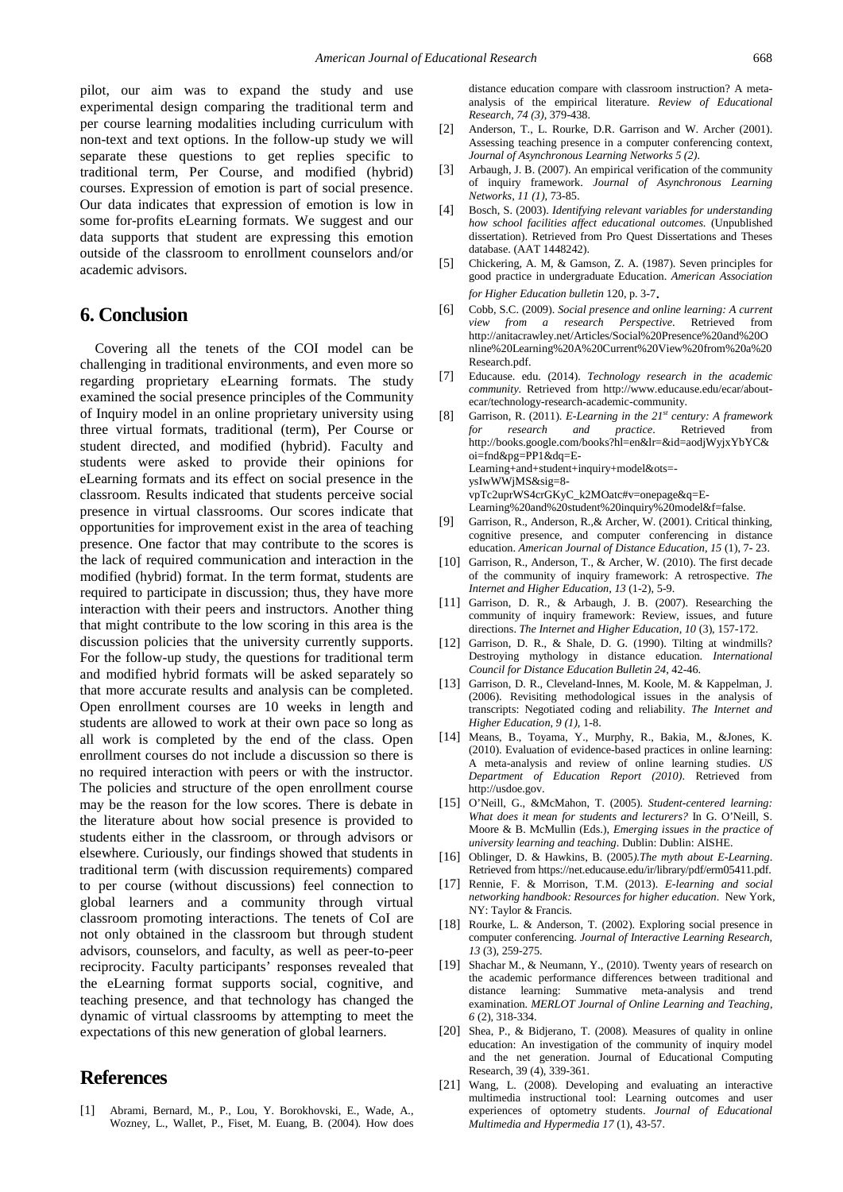pilot, our aim was to expand the study and use experimental design comparing the traditional term and per course learning modalities including curriculum with non-text and text options. In the follow-up study we will separate these questions to get replies specific to traditional term, Per Course, and modified (hybrid) courses. Expression of emotion is part of social presence. Our data indicates that expression of emotion is low in some for-profits eLearning formats. We suggest and our data supports that student are expressing this emotion outside of the classroom to enrollment counselors and/or academic advisors.

## 6. Conclusion

Covering all the tenets of the COI model can be challenging in traditional environments, and even more so regarding proprietary eLearning formats. The study examined the social presence principles of the Community of Inquiry model in an online proprietary university using three virtual formats, traditional (term), Per Course or student directed, and modified (hybrid). Faculty and students were asked to provide their opinions for eLearning formats and its effect on social presence in the classroom. Results indicated that students perceive social presence in virtual classrooms. Our scores indicate that opportunities for improvement exist in the area of teaching presence. One factor that may contribute to the scores is the lack of required communication and interaction in the modified (hybrid) format. In the term format, students are required to participate in discussion; thus, they have more interaction with their peers and instructors. Another thing that might contribute to the low scoring in this area is the discussion policies that the university currently supports. For the follow-up study, the questions for traditional term and modified hybrid formats will be asked separately so that more accurate results and analysis can be completed. Open enrollment courses are 10 weeks in length and students are allowed to work at their own pace so long as all work is completed by the end of the class. Open enrollment courses do not include a discussion so there is no required interaction with peers or with the instructor. The policies and structure of the open enrollment course may be the reason for the low scores. There is debate in the literature about how social presence is provided to students either in the classroom, or through advisors or elsewhere. Curiously, our findings showed that students in traditional term (with discussion requirements) compared to per course (without discussions) feel connection to global learners and a community through virtual classroom promoting interactions. The tenets of CoI are not only obtained in the classroom but through student advisors, counselors, and faculty, as well as peer-to-peer reciprocity. Faculty participants' responses revealed that the eLearning format supports social, cognitive, and teaching presence, and that technology has changed the dynamic of virtual classrooms by attempting to meet the expectations of this new generation of global learners.

## References

[1] Abrami, Bernard, M., P., Lou, Y. Borokhovski, E., Wade, A., Wozney, L., Wallet, P., Fiset, M. Euang, B. (2004). How does distance education compare with classroom instruction? A meta-analysis of the empirical literature. *Review of Educational Research, 74 (3),* 379-438.

[2] Anderson, T., L. Rourke, D.R. Garrison and W. Archer (2001). Assessing teaching presence in a computer conferencing context, *Journal of Asynchronous Learning Networks 5 (2).*

[3] Arbaugh, J. B. (2007). An empirical verification of the community of inquiry framework. *Journal of Asynchronous Learning Networks, 11 (1),* 73-85.

[4] Bosch, S. (2003). *Identifying relevant variables for understanding how school facilities affect educational outcomes.* (Unpublished dissertation). Retrieved from Pro Quest Dissertations and Theses database. (AAT 1448242).

[5] Chickering, A. M, & Gamson, Z. A. (1987). Seven principles for good practice in undergraduate Education. *American Association for Higher Education bulletin* 120, p. 3-7.

[6] Cobb, S.C. (2009). *Social presence and online learning: A current view from a research Perspective*. Retrieved from http://anitacrawley.net/Articles/Social%20Presence%20and%20Online%20Learning%20A%20Current%20View%20from%20a%20Research.pdf.

[7] Educause. edu. (2014). *Technology research in the academic community*. Retrieved from http://www.educause.edu/ecar/about-ecar/technology-research-academic-community.

[8] Garrison, R. (2011). *E-Learning in the 21st century: A framework for research and practice*. Retrieved from http://books.google.com/books?hl=en&lr=&id=aodjWyjxYbYC&oi=fnd&pg=PP1&dq=E-Learning+and+student+inquiry+model&ots=-ysIwWWjMS&sig=8-vpTc2uprWS4crGKyC_k2MOatc#v=onepage&q=E-Learning%20and%20student%20inquiry%20model&f=false.

[9] Garrison, R., Anderson, R.,& Archer, W. (2001). Critical thinking, cognitive presence, and computer conferencing in distance education. *American Journal of Distance Education, 15* (1), 7- 23.

[10] Garrison, R., Anderson, T., & Archer, W. (2010). The first decade of the community of inquiry framework: A retrospective. *The Internet and Higher Education, 13* (1-2), 5-9.

[11] Garrison, D. R., & Arbaugh, J. B. (2007). Researching the community of inquiry framework: Review, issues, and future directions. *The Internet and Higher Education, 10* (3), 157-172.

[12] Garrison, D. R., & Shale, D. G. (1990). Tilting at windmills? Destroying mythology in distance education. *International Council for Distance Education Bulletin 24*, 42-46.

[13] Garrison, D. R., Cleveland-Innes, M. Koole, M. & Kappelman, J. (2006). Revisiting methodological issues in the analysis of transcripts: Negotiated coding and reliability. *The Internet and Higher Education, 9 (1)*, 1-8.

[14] Means, B., Toyama, Y., Murphy, R., Bakia, M., &Jones, K. (2010). Evaluation of evidence-based practices in online learning: A meta-analysis and review of online learning studies. *US Department of Education Report (2010)*. Retrieved from http://usdoe.gov.

[15] O'Neill, G., &McMahon, T. (2005). *Student-centered learning: What does it mean for students and lecturers?* In G. O'Neill, S. Moore & B. McMullin (Eds.), *Emerging issues in the practice of university learning and teaching*. Dublin: Dublin: AISHE.

[16] Oblinger, D. & Hawkins, B. (2005*).The myth about E-Learning*. Retrieved from https://net.educause.edu/ir/library/pdf/erm05411.pdf.

[17] Rennie, F. & Morrison, T.M. (2013). *E-learning and social networking handbook: Resources for higher education*. New York, NY: Taylor & Francis.

[18] Rourke, L. & Anderson, T. (2002). Exploring social presence in computer conferencing. *Journal of Interactive Learning Research, 13* (3), 259-275.

[19] Shachar M., & Neumann, Y., (2010). Twenty years of research on the academic performance differences between traditional and distance learning: Summative meta-analysis and trend examination. *MERLOT Journal of Online Learning and Teaching, 6 (2*), 318-334.

[20] Shea, P., & Bidjerano, T. (2008). Measures of quality in online education: An investigation of the community of inquiry model and the net generation. Journal of Educational Computing Research, 39 (4), 339-361.

[21] Wang, L. (2008). Developing and evaluating an interactive multimedia instructional tool: Learning outcomes and user experiences of optometry students. *Journal of Educational Multimedia and Hypermedia 17* (1), 43-57.